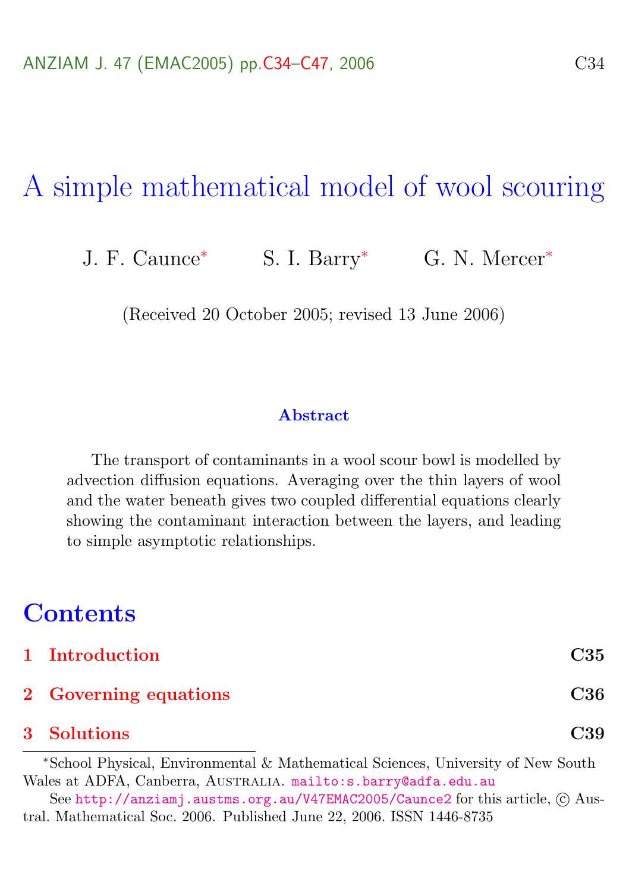# A simple mathematical model of wool scouring

J. F. Caunce[*] S. I. Barry[*] G. N. Mercer[*]

(Received 20 October 2005; revised 13 June 2006)

### Abstract

The transport of contaminants in a wool scour bowl is modelled by advection diffusion equations. Averaging over the thin layers of wool and the water beneath gives two coupled differential equations clearly showing the contaminant interaction between the layers, and leading to simple asymptotic relationships.

## Contents

**1 Introduction** C35

**2 Governing equations** C36

**3 Solutions** C39

---

[*]School Physical, Environmental & Mathematical Sciences, University of New South Wales at ADFA, Canberra, Australia. mailto:s.barry@adfa.edu.au

See http://anziamj.austms.org.au/V47EMAC2005/Caunce2 for this article, © Austral. Mathematical Soc. 2006. Published June 22, 2006. ISSN 1446-8735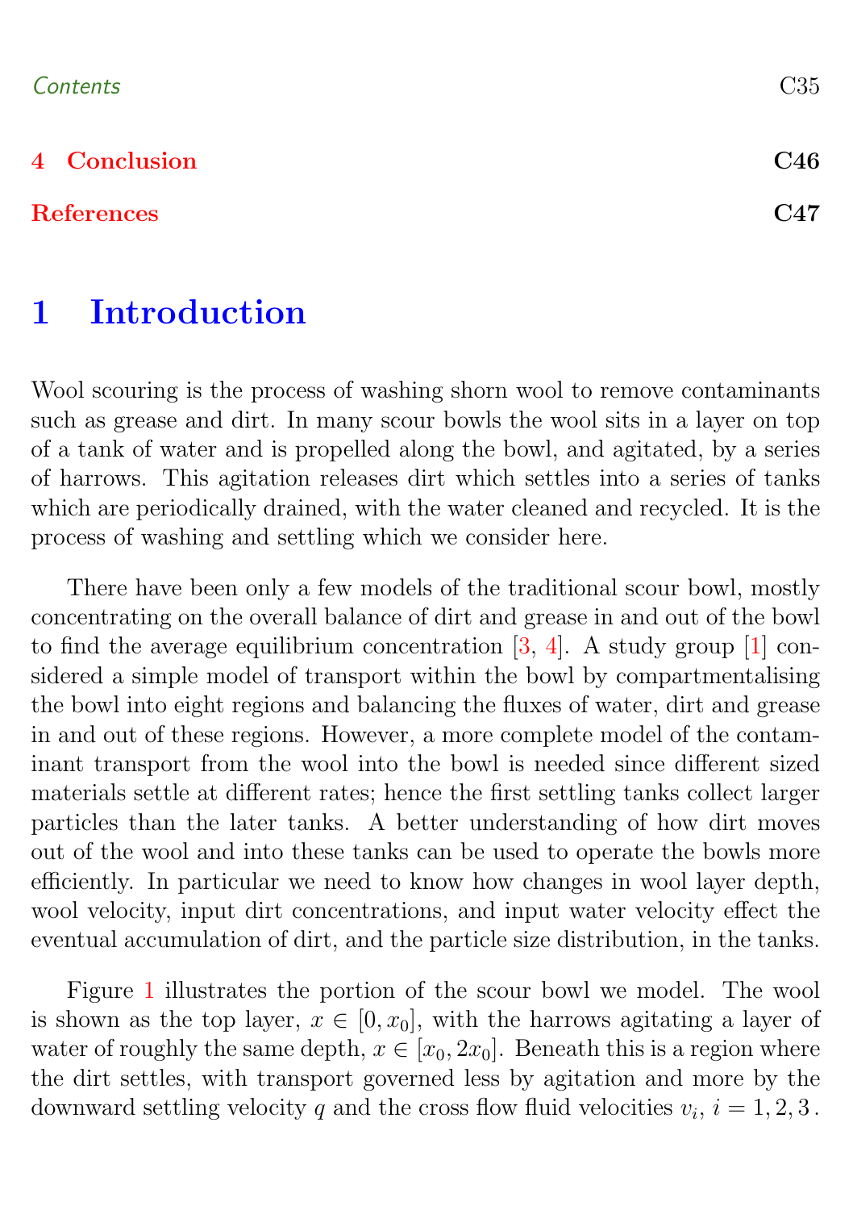4 Conclusion C46

References C47

# 1 Introduction

Wool scouring is the process of washing shorn wool to remove contaminants such as grease and dirt. In many scour bowls the wool sits in a layer on top of a tank of water and is propelled along the bowl, and agitated, by a series of harrows. This agitation releases dirt which settles into a series of tanks which are periodically drained, with the water cleaned and recycled. It is the process of washing and settling which we consider here.

There have been only a few models of the traditional scour bowl, mostly concentrating on the overall balance of dirt and grease in and out of the bowl to find the average equilibrium concentration [3, 4]. A study group [1] considered a simple model of transport within the bowl by compartmentalising the bowl into eight regions and balancing the fluxes of water, dirt and grease in and out of these regions. However, a more complete model of the contaminant transport from the wool into the bowl is needed since different sized materials settle at different rates; hence the first settling tanks collect larger particles than the later tanks. A better understanding of how dirt moves out of the wool and into these tanks can be used to operate the bowls more efficiently. In particular we need to know how changes in wool layer depth, wool velocity, input dirt concentrations, and input water velocity effect the eventual accumulation of dirt, and the particle size distribution, in the tanks.

Figure 1 illustrates the portion of the scour bowl we model. The wool is shown as the top layer, $x \in [0, x_0]$, with the harrows agitating a layer of water of roughly the same depth, $x \in [x_0, 2x_0]$. Beneath this is a region where the dirt settles, with transport governed less by agitation and more by the downward settling velocity $q$ and the cross flow fluid velocities $v_i$, $i = 1, 2, 3$.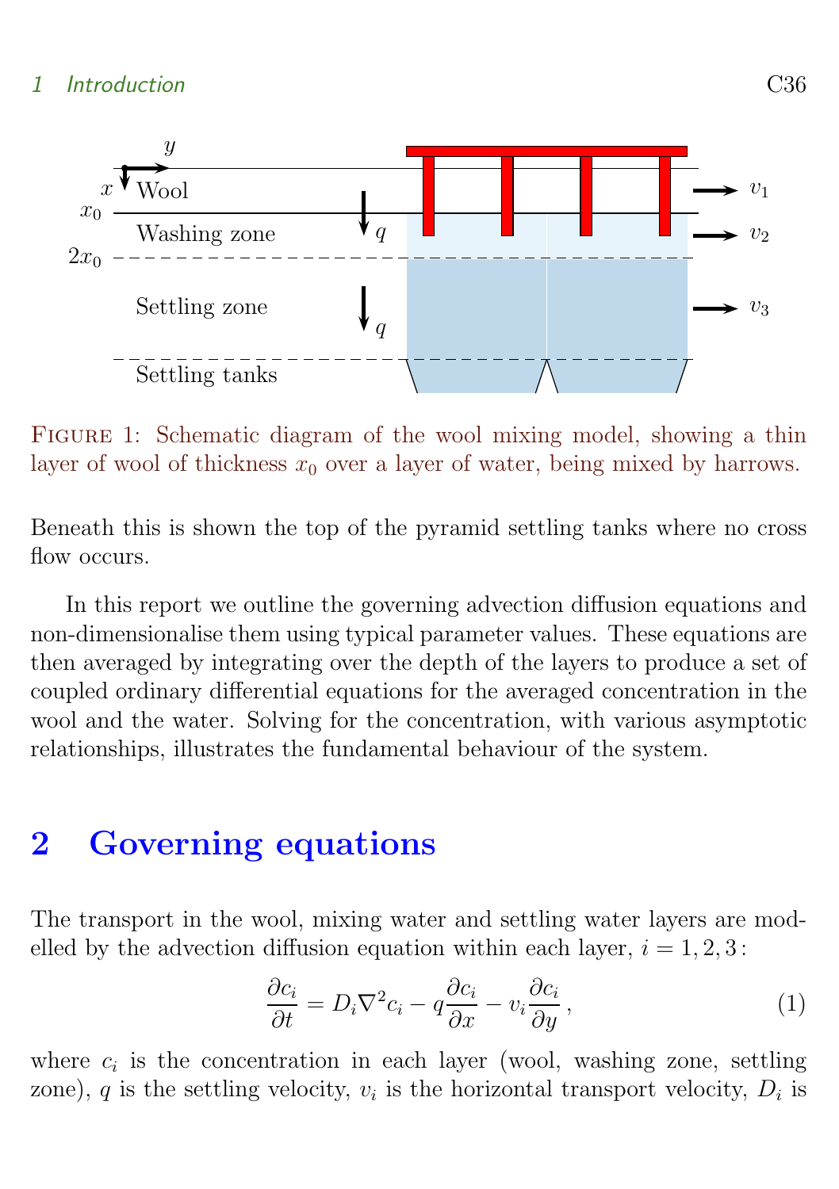Figure 1: Schematic diagram of the wool mixing model, showing a thin layer of wool of thickness $x_0$ over a layer of water, being mixed by harrows. Beneath this is shown the top of the pyramid settling tanks where no cross flow occurs.

In this report we outline the governing advection diffusion equations and non-dimensionalise them using typical parameter values. These equations are then averaged by integrating over the depth of the layers to produce a set of coupled ordinary differential equations for the averaged concentration in the wool and the water. Solving for the concentration, with various asymptotic relationships, illustrates the fundamental behaviour of the system.

## 2 Governing equations

The transport in the wool, mixing water and settling water layers are modelled by the advection diffusion equation within each layer, $i = 1, 2, 3$:

$$\frac{\partial c_i}{\partial t} = D_i \nabla^2 c_i - q \frac{\partial c_i}{\partial x} - v_i \frac{\partial c_i}{\partial y}\,, \tag{1}$$

where $c_i$ is the concentration in each layer (wool, washing zone, settling zone), $q$ is the settling velocity, $v_i$ is the horizontal transport velocity, $D_i$ is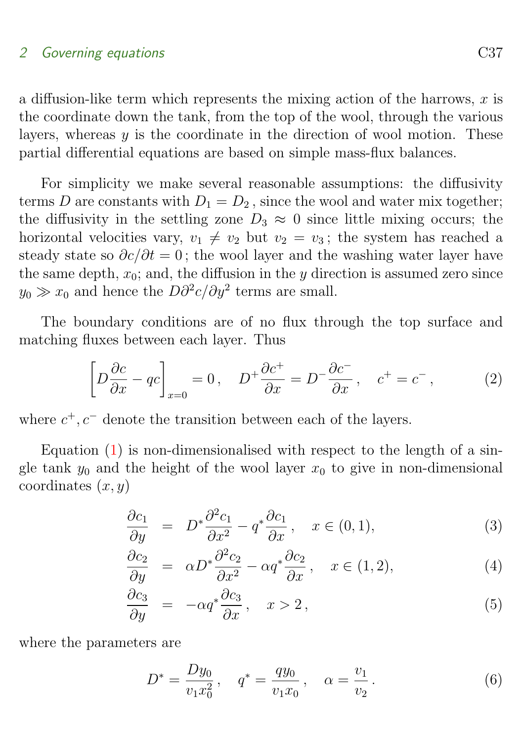a diffusion-like term which represents the mixing action of the harrows, $x$ is the coordinate down the tank, from the top of the wool, through the various layers, whereas $y$ is the coordinate in the direction of wool motion. These partial differential equations are based on simple mass-flux balances.

For simplicity we make several reasonable assumptions: the diffusivity terms $D$ are constants with $D_1 = D_2$, since the wool and water mix together; the diffusivity in the settling zone $D_3 \approx 0$ since little mixing occurs; the horizontal velocities vary, $v_1 \neq v_2$ but $v_2 = v_3$; the system has reached a steady state so $\partial c/\partial t = 0$; the wool layer and the washing water layer have the same depth, $x_0$; and, the diffusion in the $y$ direction is assumed zero since $y_0 \gg x_0$ and hence the $D\partial^2 c/\partial y^2$ terms are small.

The boundary conditions are of no flux through the top surface and matching fluxes between each layer. Thus

$$\left[D\frac{\partial c}{\partial x} - qc\right]_{x=0} = 0\,, \quad D^+\frac{\partial c^+}{\partial x} = D^-\frac{\partial c^-}{\partial x}\,, \quad c^+ = c^-\,, \tag{2}$$

where $c^+, c^-$ denote the transition between each of the layers.

Equation (1) is non-dimensionalised with respect to the length of a single tank $y_0$ and the height of the wool layer $x_0$ to give in non-dimensional coordinates $(x, y)$

$$\frac{\partial c_1}{\partial y} = D^*\frac{\partial^2 c_1}{\partial x^2} - q^*\frac{\partial c_1}{\partial x}\,, \quad x \in (0, 1), \tag{3}$$

$$\frac{\partial c_2}{\partial y} = \alpha D^*\frac{\partial^2 c_2}{\partial x^2} - \alpha q^*\frac{\partial c_2}{\partial x}\,, \quad x \in (1, 2), \tag{4}$$

$$\frac{\partial c_3}{\partial y} = -\alpha q^*\frac{\partial c_3}{\partial x}\,, \quad x > 2\,, \tag{5}$$

where the parameters are

$$D^* = \frac{Dy_0}{v_1 x_0^2}\,, \quad q^* = \frac{qy_0}{v_1 x_0}\,, \quad \alpha = \frac{v_1}{v_2}\,. \tag{6}$$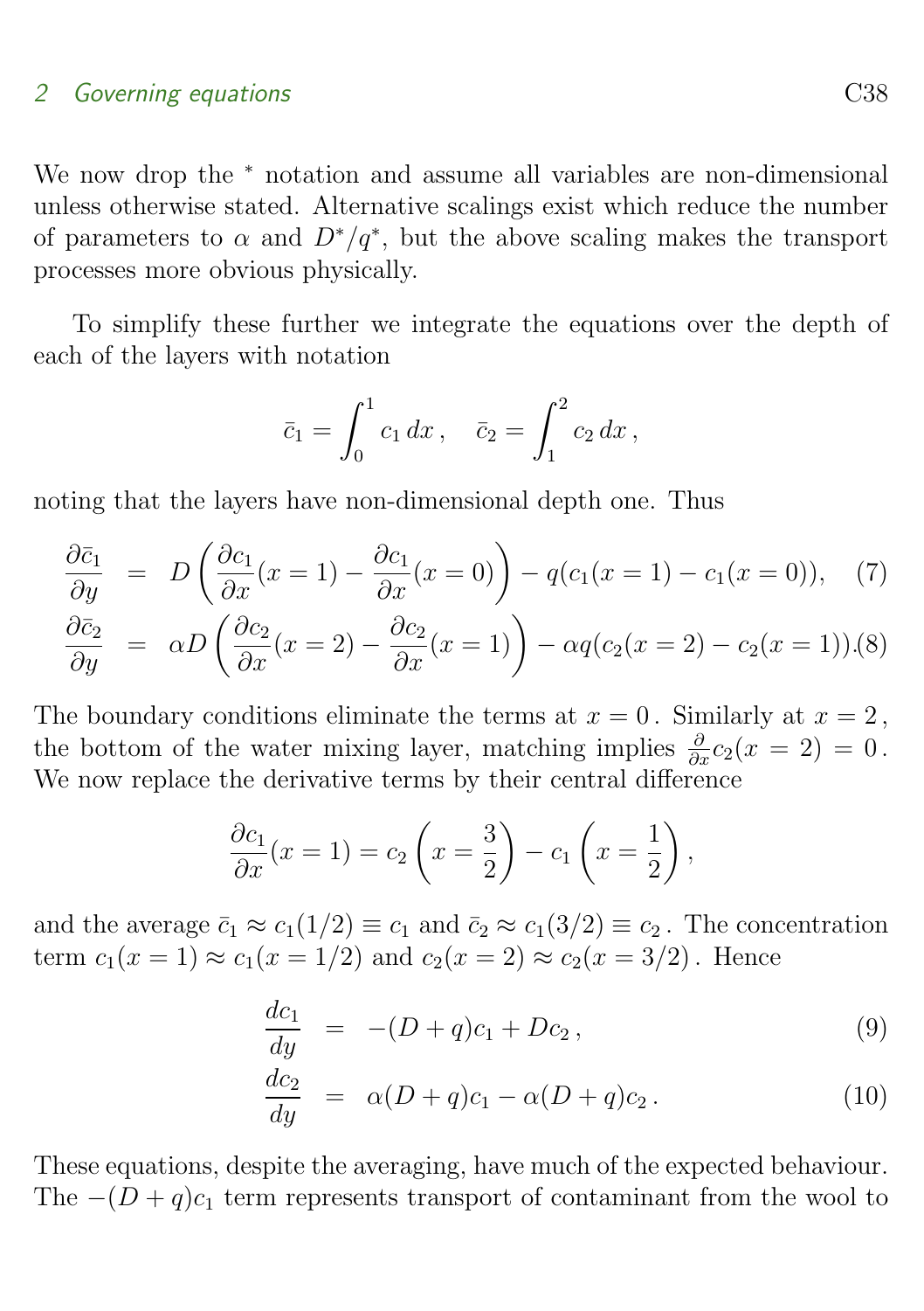We now drop the $^*$ notation and assume all variables are non-dimensional unless otherwise stated. Alternative scalings exist which reduce the number of parameters to $\alpha$ and $D^*/q^*$, but the above scaling makes the transport processes more obvious physically.

To simplify these further we integrate the equations over the depth of each of the layers with notation

$$\bar{c}_1 = \int_0^1 c_1 \, dx \,, \quad \bar{c}_2 = \int_1^2 c_2 \, dx \,,$$

noting that the layers have non-dimensional depth one. Thus

$$\frac{\partial \bar{c}_1}{\partial y} = D\left(\frac{\partial c_1}{\partial x}(x=1) - \frac{\partial c_1}{\partial x}(x=0)\right) - q(c_1(x=1) - c_1(x=0)), \quad (7)$$

$$\frac{\partial \bar{c}_2}{\partial y} = \alpha D\left(\frac{\partial c_2}{\partial x}(x=2) - \frac{\partial c_2}{\partial x}(x=1)\right) - \alpha q(c_2(x=2) - c_2(x=1)). \quad (8)$$

The boundary conditions eliminate the terms at $x = 0$. Similarly at $x = 2$, the bottom of the water mixing layer, matching implies $\frac{\partial}{\partial x} c_2(x = 2) = 0$. We now replace the derivative terms by their central difference

$$\frac{\partial c_1}{\partial x}(x=1) = c_2\left(x = \frac{3}{2}\right) - c_1\left(x = \frac{1}{2}\right),$$

and the average $\bar{c}_1 \approx c_1(1/2) \equiv c_1$ and $\bar{c}_2 \approx c_1(3/2) \equiv c_2$. The concentration term $c_1(x = 1) \approx c_1(x = 1/2)$ and $c_2(x = 2) \approx c_2(x = 3/2)$. Hence

$$\frac{dc_1}{dy} = -(D+q)c_1 + Dc_2 \,, \quad (9)$$

$$\frac{dc_2}{dy} = \alpha(D+q)c_1 - \alpha(D+q)c_2 \,. \quad (10)$$

These equations, despite the averaging, have much of the expected behaviour. The $-(D + q)c_1$ term represents transport of contaminant from the wool to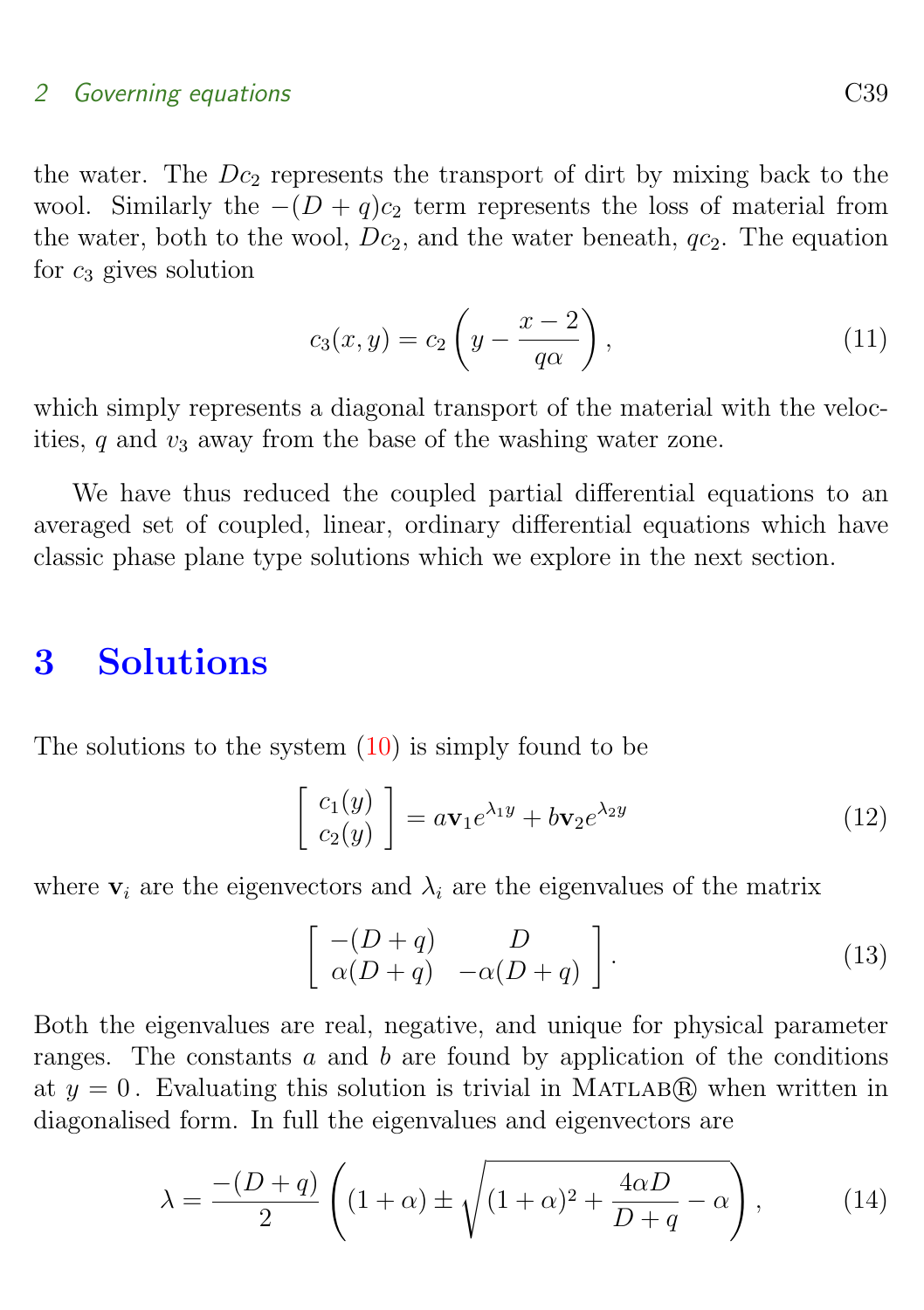the water. The $Dc_2$ represents the transport of dirt by mixing back to the wool. Similarly the $-(D+q)c_2$ term represents the loss of material from the water, both to the wool, $Dc_2$, and the water beneath, $qc_2$. The equation for $c_3$ gives solution

$$c_3(x,y) = c_2\left(y - \frac{x-2}{q\alpha}\right), \tag{11}$$

which simply represents a diagonal transport of the material with the velocities, $q$ and $v_3$ away from the base of the washing water zone.

We have thus reduced the coupled partial differential equations to an averaged set of coupled, linear, ordinary differential equations which have classic phase plane type solutions which we explore in the next section.

# 3 Solutions

The solutions to the system (10) is simply found to be

$$\begin{bmatrix} c_1(y) \\ c_2(y) \end{bmatrix} = a\mathbf{v}_1 e^{\lambda_1 y} + b\mathbf{v}_2 e^{\lambda_2 y} \tag{12}$$

where $\mathbf{v}_i$ are the eigenvectors and $\lambda_i$ are the eigenvalues of the matrix

$$\begin{bmatrix} -(D+q) & D \\ \alpha(D+q) & -\alpha(D+q) \end{bmatrix}. \tag{13}$$

Both the eigenvalues are real, negative, and unique for physical parameter ranges. The constants $a$ and $b$ are found by application of the conditions at $y=0$. Evaluating this solution is trivial in Matlab® when written in diagonalised form. In full the eigenvalues and eigenvectors are

$$\lambda = \frac{-(D+q)}{2}\left((1+\alpha) \pm \sqrt{(1+\alpha)^2 + \frac{4\alpha D}{D+q} - \alpha}\right), \tag{14}$$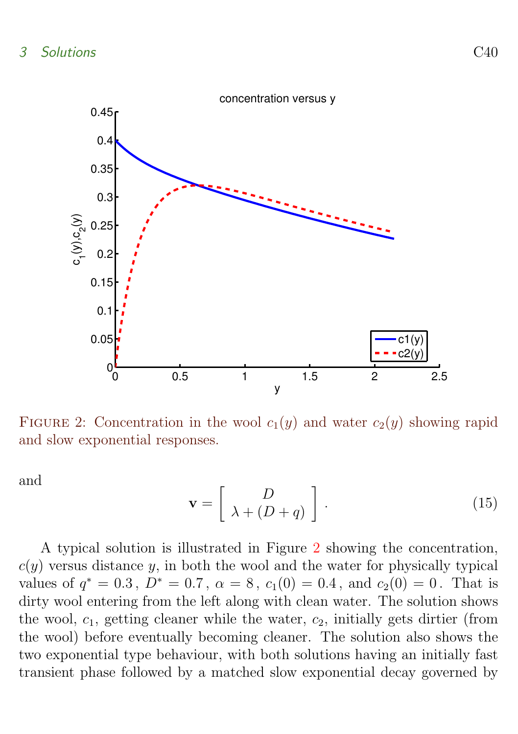Figure 2: Concentration in the wool $c_1(y)$ and water $c_2(y)$ showing rapid and slow exponential responses.

and

$$\mathbf{v} = \begin{bmatrix} D \\ \lambda + (D + q) \end{bmatrix} . \tag{15}$$

A typical solution is illustrated in Figure 2 showing the concentration, $c(y)$ versus distance $y$, in both the wool and the water for physically typical values of $q^* = 0.3$, $D^* = 0.7$, $\alpha = 8$, $c_1(0) = 0.4$, and $c_2(0) = 0$. That is dirty wool entering from the left along with clean water. The solution shows the wool, $c_1$, getting cleaner while the water, $c_2$, initially gets dirtier (from the wool) before eventually becoming cleaner. The solution also shows the two exponential type behaviour, with both solutions having an initially fast transient phase followed by a matched slow exponential decay governed by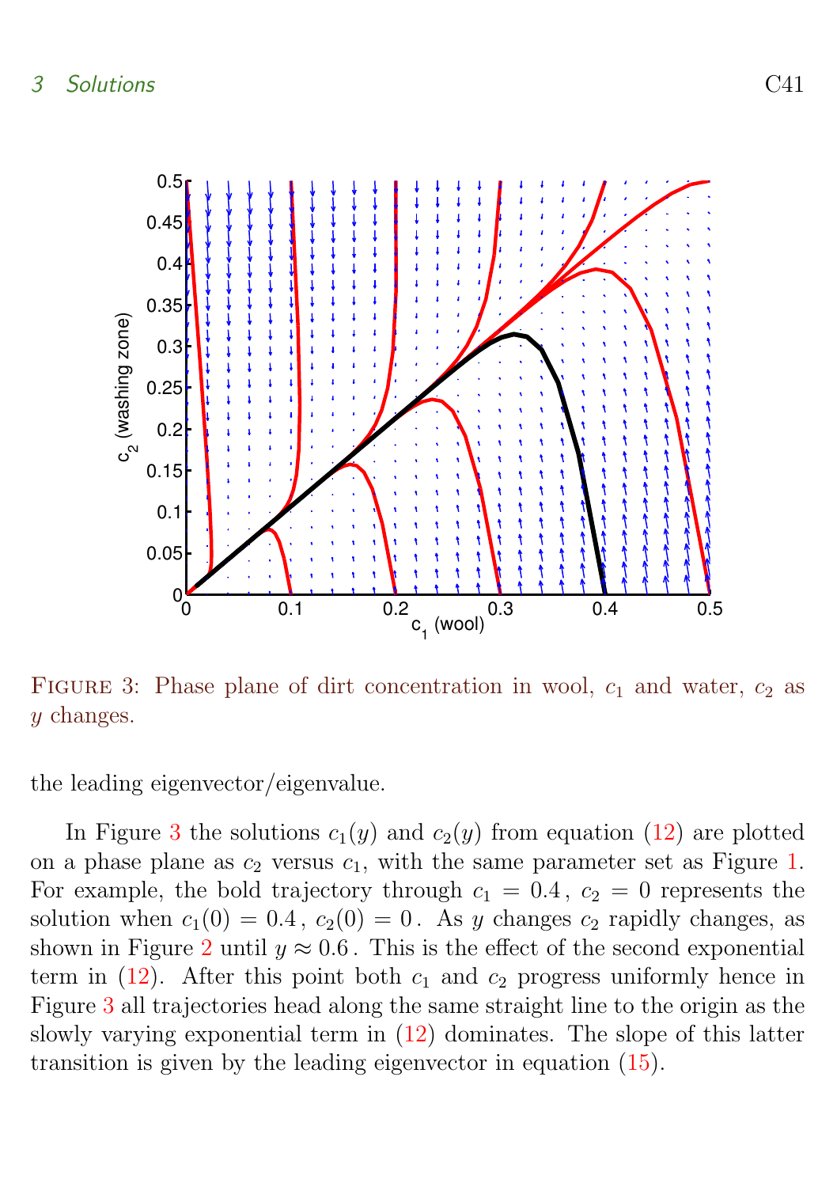FIGURE 3: Phase plane of dirt concentration in wool, $c_1$ and water, $c_2$ as $y$ changes.

the leading eigenvector/eigenvalue.

In Figure 3 the solutions $c_1(y)$ and $c_2(y)$ from equation (12) are plotted on a phase plane as $c_2$ versus $c_1$, with the same parameter set as Figure 1. For example, the bold trajectory through $c_1 = 0.4$, $c_2 = 0$ represents the solution when $c_1(0) = 0.4$, $c_2(0) = 0$. As $y$ changes $c_2$ rapidly changes, as shown in Figure 2 until $y \approx 0.6$. This is the effect of the second exponential term in (12). After this point both $c_1$ and $c_2$ progress uniformly hence in Figure 3 all trajectories head along the same straight line to the origin as the slowly varying exponential term in (12) dominates. The slope of this latter transition is given by the leading eigenvector in equation (15).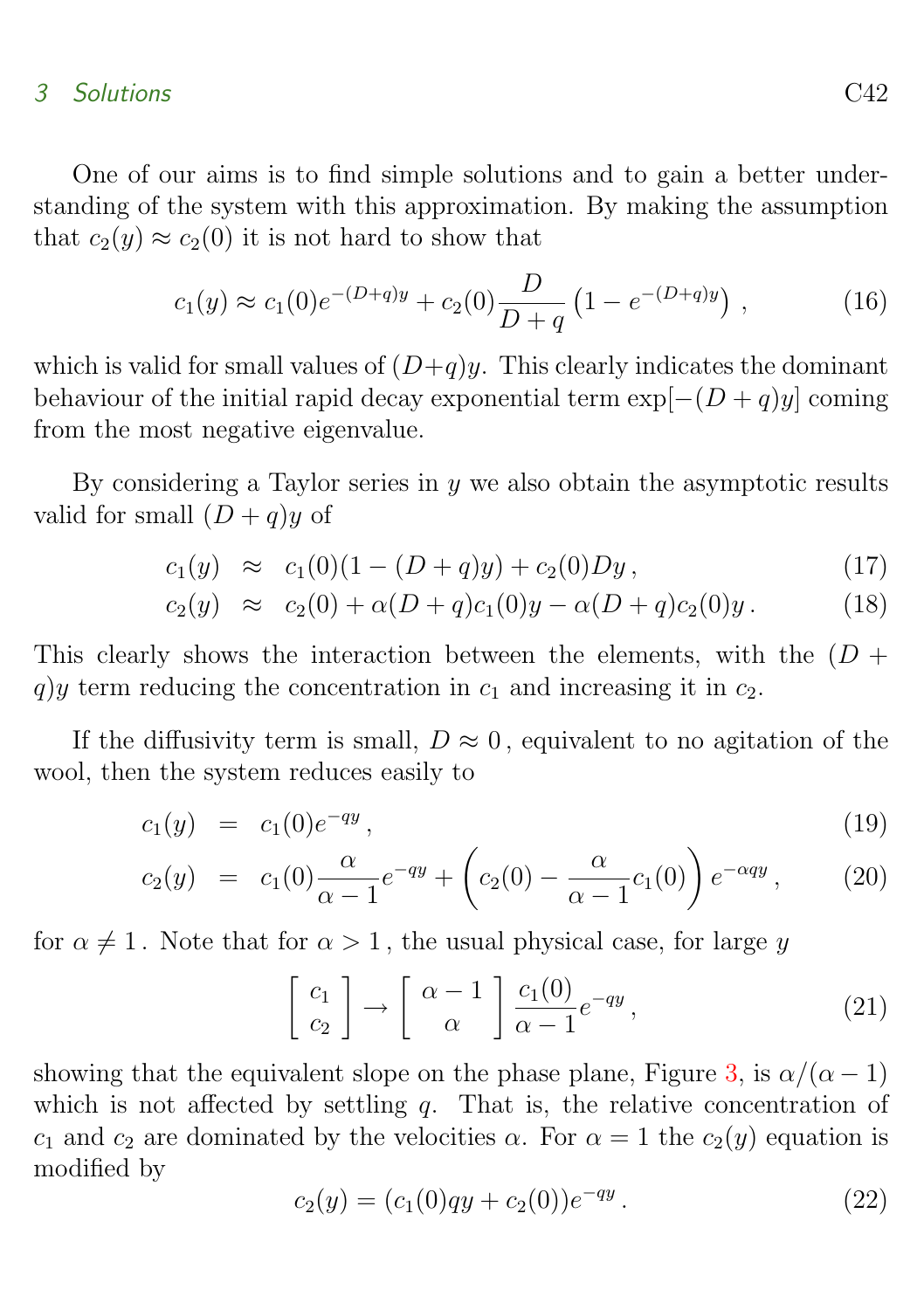One of our aims is to find simple solutions and to gain a better understanding of the system with this approximation. By making the assumption that $c_2(y) \approx c_2(0)$ it is not hard to show that

$$c_1(y) \approx c_1(0)e^{-(D+q)y} + c_2(0)\frac{D}{D+q}\left(1 - e^{-(D+q)y}\right), \tag{16}$$

which is valid for small values of $(D+q)y$. This clearly indicates the dominant behaviour of the initial rapid decay exponential term $\exp[-(D+q)y]$ coming from the most negative eigenvalue.

By considering a Taylor series in $y$ we also obtain the asymptotic results valid for small $(D+q)y$ of

$$c_1(y) \approx c_1(0)(1-(D+q)y) + c_2(0)Dy\,, \tag{17}$$

$$c_2(y) \approx c_2(0) + \alpha(D+q)c_1(0)y - \alpha(D+q)c_2(0)y\,. \tag{18}$$

This clearly shows the interaction between the elements, with the $(D+q)y$ term reducing the concentration in $c_1$ and increasing it in $c_2$.

If the diffusivity term is small, $D \approx 0$, equivalent to no agitation of the wool, then the system reduces easily to

$$c_1(y) = c_1(0)e^{-qy}\,, \tag{19}$$

$$c_2(y) = c_1(0)\frac{\alpha}{\alpha-1}e^{-qy} + \left(c_2(0) - \frac{\alpha}{\alpha-1}c_1(0)\right)e^{-\alpha qy}\,, \tag{20}$$

for $\alpha \neq 1$. Note that for $\alpha > 1$, the usual physical case, for large $y$

$$\begin{bmatrix} c_1 \\ c_2 \end{bmatrix} \to \begin{bmatrix} \alpha - 1 \\ \alpha \end{bmatrix} \frac{c_1(0)}{\alpha-1}e^{-qy}\,, \tag{21}$$

showing that the equivalent slope on the phase plane, Figure 3, is $\alpha/(\alpha-1)$ which is not affected by settling $q$. That is, the relative concentration of $c_1$ and $c_2$ are dominated by the velocities $\alpha$. For $\alpha = 1$ the $c_2(y)$ equation is modified by

$$c_2(y) = (c_1(0)qy + c_2(0))e^{-qy}\,. \tag{22}$$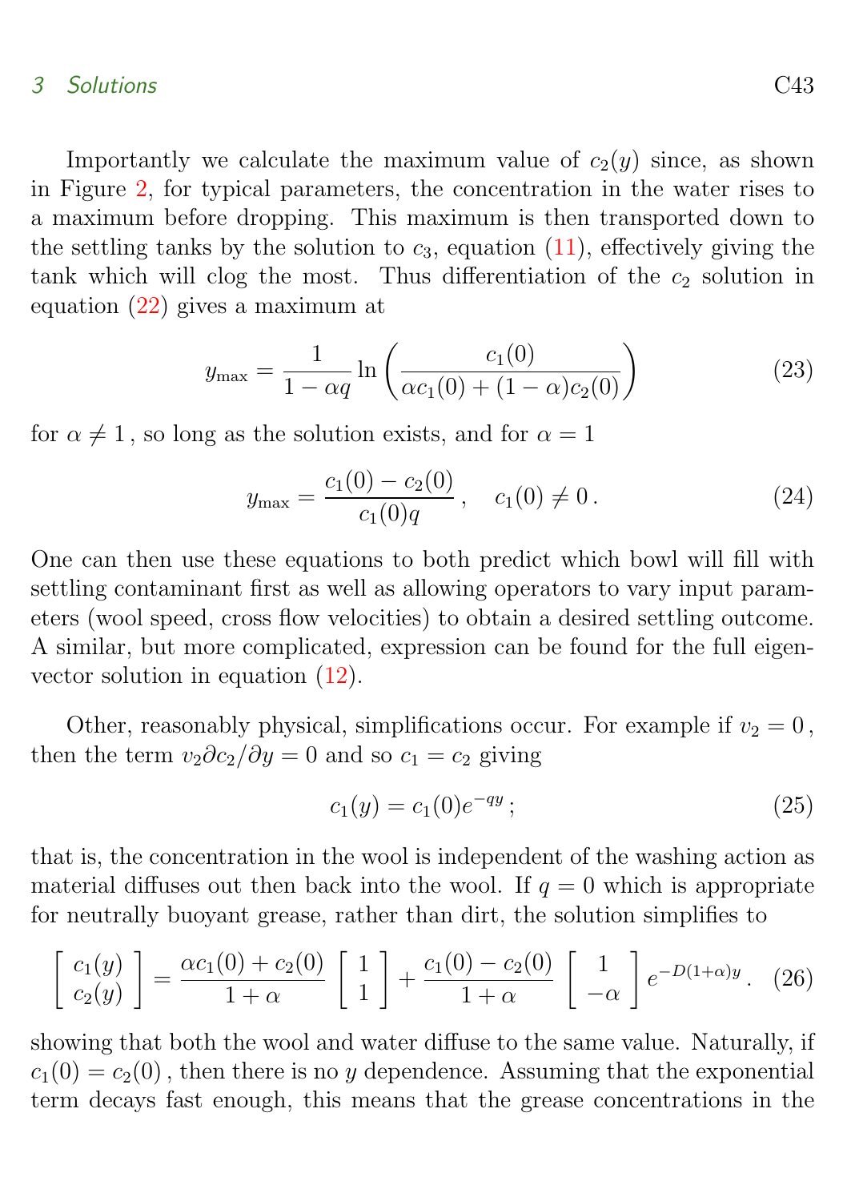Importantly we calculate the maximum value of $c_2(y)$ since, as shown in Figure 2, for typical parameters, the concentration in the water rises to a maximum before dropping. This maximum is then transported down to the settling tanks by the solution to $c_3$, equation (11), effectively giving the tank which will clog the most. Thus differentiation of the $c_2$ solution in equation (22) gives a maximum at

$$y_{\max} = \frac{1}{1-\alpha q} \ln\left(\frac{c_1(0)}{\alpha c_1(0) + (1-\alpha)c_2(0)}\right) \tag{23}$$

for $\alpha \neq 1$, so long as the solution exists, and for $\alpha = 1$

$$y_{\max} = \frac{c_1(0) - c_2(0)}{c_1(0)q}, \quad c_1(0) \neq 0. \tag{24}$$

One can then use these equations to both predict which bowl will fill with settling contaminant first as well as allowing operators to vary input parameters (wool speed, cross flow velocities) to obtain a desired settling outcome. A similar, but more complicated, expression can be found for the full eigenvector solution in equation (12).

Other, reasonably physical, simplifications occur. For example if $v_2 = 0$, then the term $v_2 \partial c_2/\partial y = 0$ and so $c_1 = c_2$ giving

$$c_1(y) = c_1(0)e^{-qy}; \tag{25}$$

that is, the concentration in the wool is independent of the washing action as material diffuses out then back into the wool. If $q = 0$ which is appropriate for neutrally buoyant grease, rather than dirt, the solution simplifies to

$$\begin{bmatrix} c_1(y) \\ c_2(y) \end{bmatrix} = \frac{\alpha c_1(0) + c_2(0)}{1+\alpha} \begin{bmatrix} 1 \\ 1 \end{bmatrix} + \frac{c_1(0) - c_2(0)}{1+\alpha} \begin{bmatrix} 1 \\ -\alpha \end{bmatrix} e^{-D(1+\alpha)y}. \tag{26}$$

showing that both the wool and water diffuse to the same value. Naturally, if $c_1(0) = c_2(0)$, then there is no $y$ dependence. Assuming that the exponential term decays fast enough, this means that the grease concentrations in the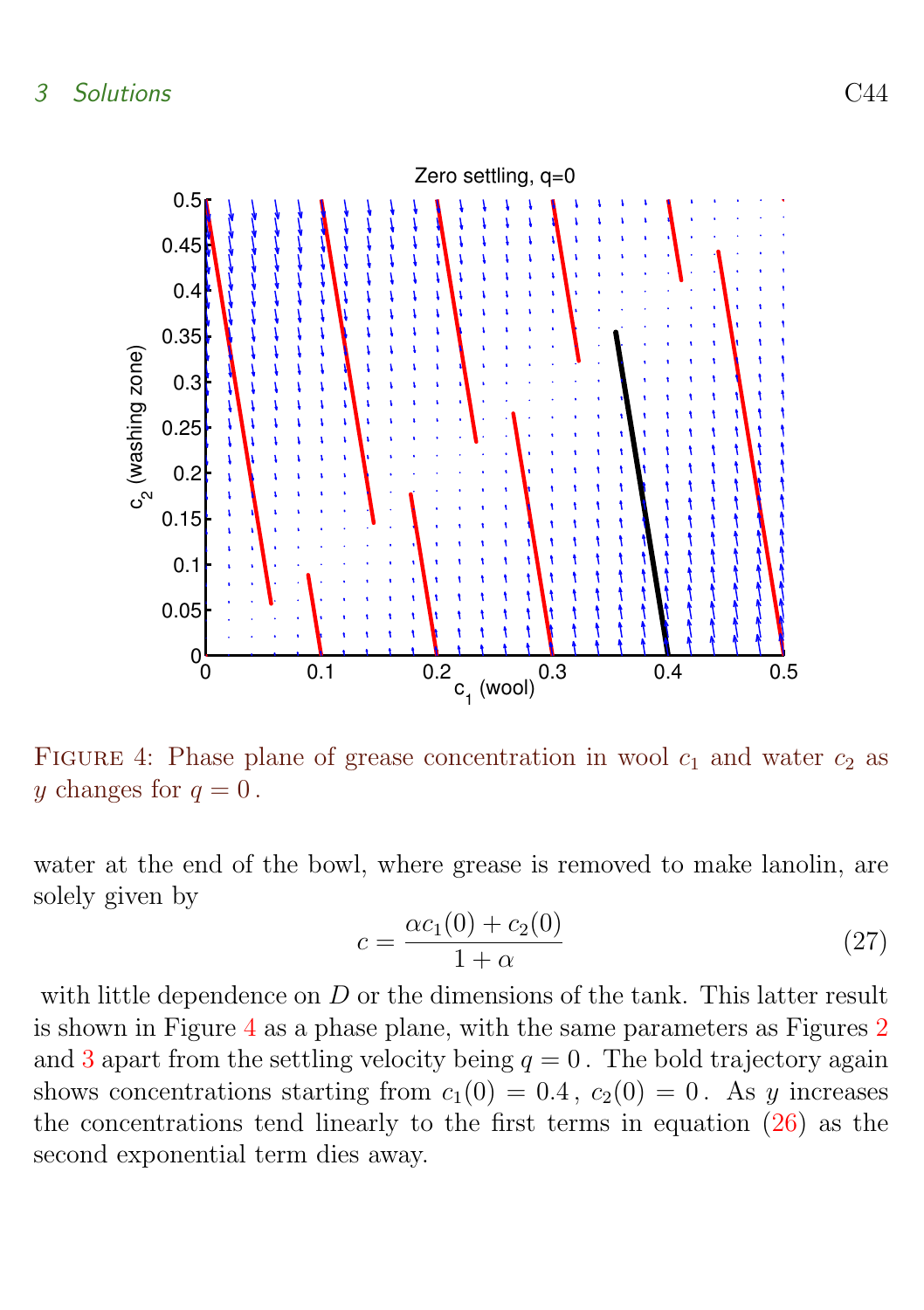FIGURE 4: Phase plane of grease concentration in wool $c_1$ and water $c_2$ as $y$ changes for $q = 0$.

water at the end of the bowl, where grease is removed to make lanolin, are solely given by

$$c = \frac{\alpha c_1(0) + c_2(0)}{1 + \alpha} \tag{27}$$

with little dependence on $D$ or the dimensions of the tank. This latter result is shown in Figure 4 as a phase plane, with the same parameters as Figures 2 and 3 apart from the settling velocity being $q = 0$. The bold trajectory again shows concentrations starting from $c_1(0) = 0.4$, $c_2(0) = 0$. As $y$ increases the concentrations tend linearly to the first terms in equation (26) as the second exponential term dies away.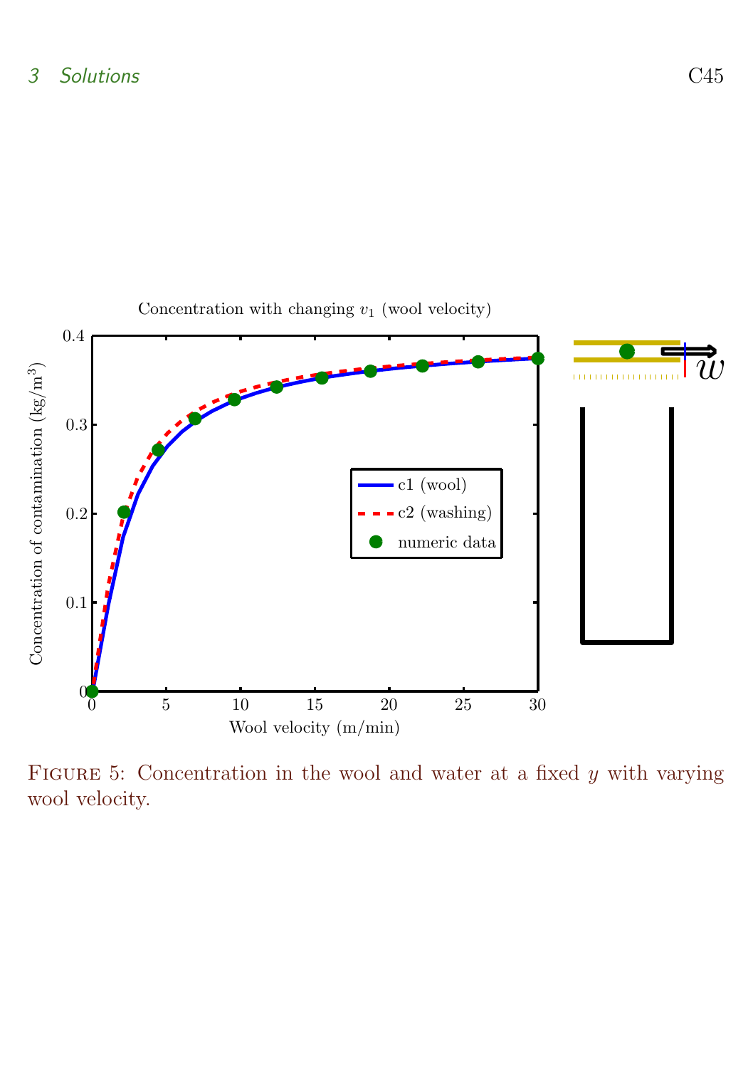Figure 5: Concentration in the wool and water at a fixed $y$ with varying wool velocity.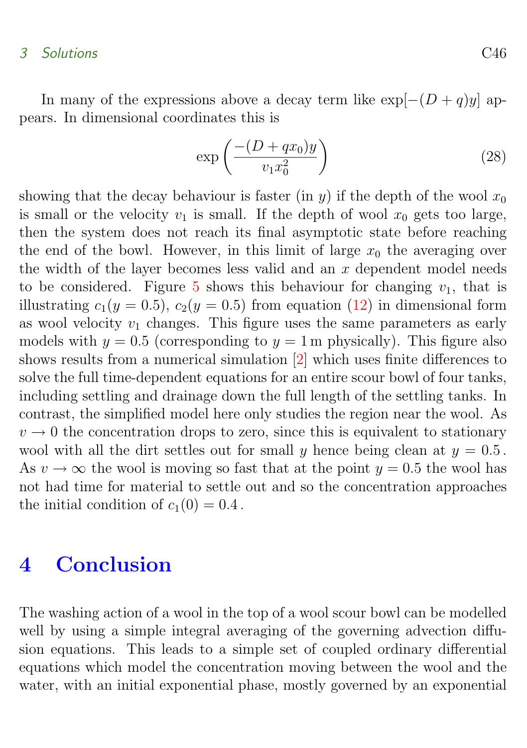In many of the expressions above a decay term like $\exp[-(D+q)y]$ appears. In dimensional coordinates this is

$$\exp\left(\frac{-(D+qx_0)y}{v_1 x_0^2}\right) \tag{28}$$

showing that the decay behaviour is faster (in $y$) if the depth of the wool $x_0$ is small or the velocity $v_1$ is small. If the depth of wool $x_0$ gets too large, then the system does not reach its final asymptotic state before reaching the end of the bowl. However, in this limit of large $x_0$ the averaging over the width of the layer becomes less valid and an $x$ dependent model needs to be considered. Figure 5 shows this behaviour for changing $v_1$, that is illustrating $c_1(y=0.5)$, $c_2(y=0.5)$ from equation (12) in dimensional form as wool velocity $v_1$ changes. This figure uses the same parameters as early models with $y=0.5$ (corresponding to $y=1\,\mathrm{m}$ physically). This figure also shows results from a numerical simulation [2] which uses finite differences to solve the full time-dependent equations for an entire scour bowl of four tanks, including settling and drainage down the full length of the settling tanks. In contrast, the simplified model here only studies the region near the wool. As $v \to 0$ the concentration drops to zero, since this is equivalent to stationary wool with all the dirt settles out for small $y$ hence being clean at $y=0.5$. As $v \to \infty$ the wool is moving so fast that at the point $y=0.5$ the wool has not had time for material to settle out and so the concentration approaches the initial condition of $c_1(0)=0.4$.

# 4 Conclusion

The washing action of a wool in the top of a wool scour bowl can be modelled well by using a simple integral averaging of the governing advection diffusion equations. This leads to a simple set of coupled ordinary differential equations which model the concentration moving between the wool and the water, with an initial exponential phase, mostly governed by an exponential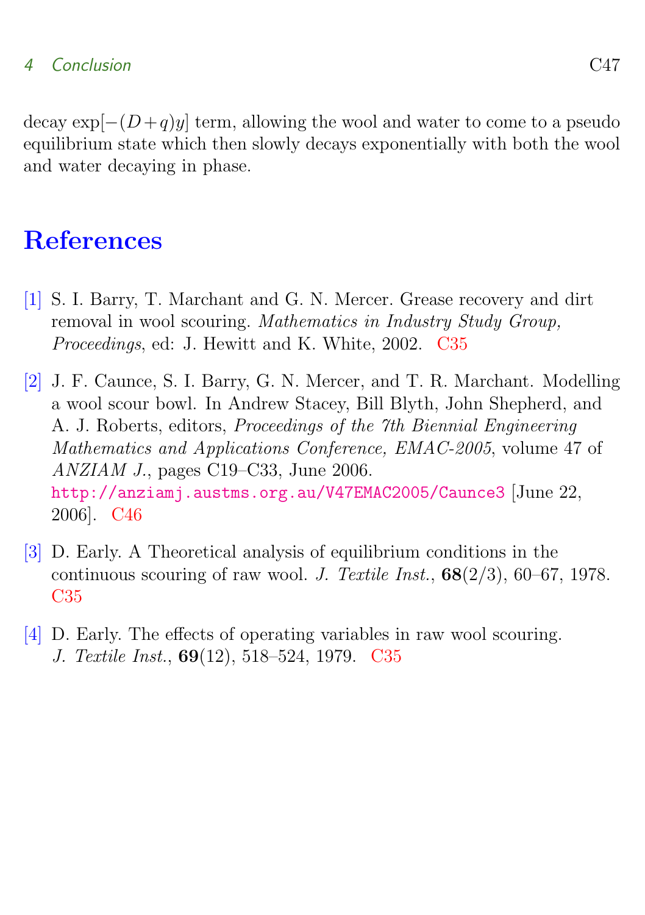decay $\exp[-(D+q)y]$ term, allowing the wool and water to come to a pseudo equilibrium state which then slowly decays exponentially with both the wool and water decaying in phase.

# References

[1] S. I. Barry, T. Marchant and G. N. Mercer. Grease recovery and dirt removal in wool scouring. *Mathematics in Industry Study Group, Proceedings*, ed: J. Hewitt and K. White, 2002. C35

[2] J. F. Caunce, S. I. Barry, G. N. Mercer, and T. R. Marchant. Modelling a wool scour bowl. In Andrew Stacey, Bill Blyth, John Shepherd, and A. J. Roberts, editors, *Proceedings of the 7th Biennial Engineering Mathematics and Applications Conference, EMAC-2005*, volume 47 of *ANZIAM J.*, pages C19–C33, June 2006. http://anziamj.austms.org.au/V47EMAC2005/Caunce3 [June 22, 2006]. C46

[3] D. Early. A Theoretical analysis of equilibrium conditions in the continuous scouring of raw wool. *J. Textile Inst.*, **68**(2/3), 60–67, 1978. C35

[4] D. Early. The effects of operating variables in raw wool scouring. *J. Textile Inst.*, **69**(12), 518–524, 1979. C35